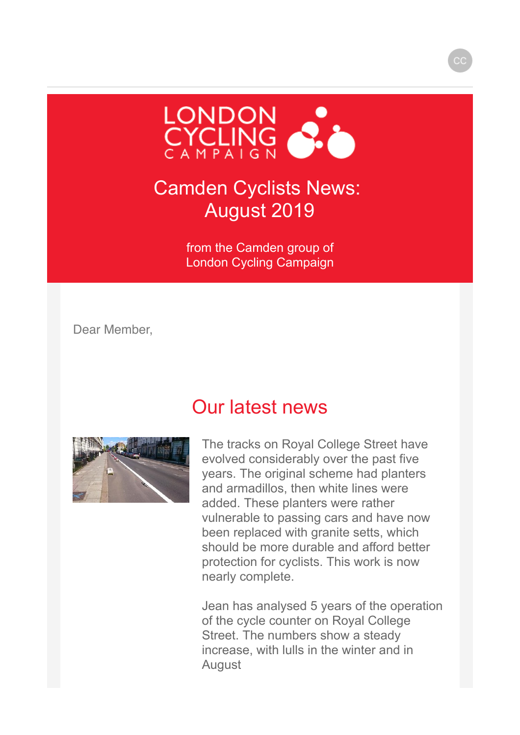# Camden Cyclists News: August 2019

from the Camden group of London Cycling Campaign

Dear Member,

## Our latest news

The tracks on Royal College Street have evolved considerably over the past five years. The original scheme had planters and armadillos, then white lines were added. These planters were rather vulnerable to passing cars and have now been replaced with granite setts, which should be more durable and afford better protection for cyclists. This work is now nearly complete.

Jean has analysed 5 years of the operation of the cycle counter on Royal College Street. The numbers show a steady increase, with lulls in the winter and in August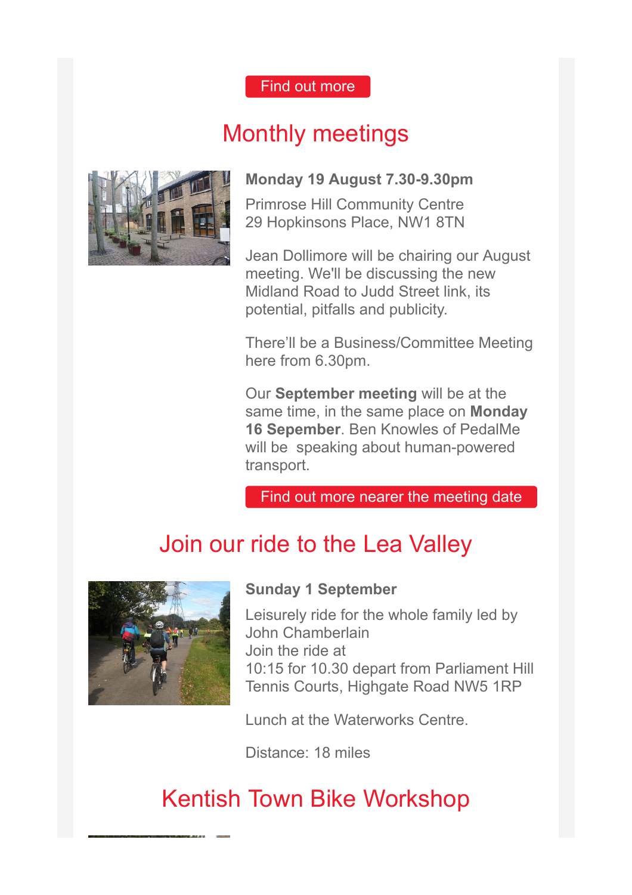Find out more

## Monthly meetings

**Monday 19 August 7.30-9.30pm**

Primrose Hill Community Centre
29 Hopkinsons Place, NW1 8TN

Jean Dollimore will be chairing our August meeting. We'll be discussing the new Midland Road to Judd Street link, its potential, pitfalls and publicity.

There'll be a Business/Committee Meeting here from 6.30pm.

Our **September meeting** will be at the same time, in the same place on **Monday 16 Sepember**. Ben Knowles of PedalMe will be speaking about human-powered transport.

Find out more nearer the meeting date

## Join our ride to the Lea Valley

**Sunday 1 September**

Leisurely ride for the whole family led by John Chamberlain
Join the ride at
10:15 for 10.30 depart from Parliament Hill Tennis Courts, Highgate Road NW5 1RP

Lunch at the Waterworks Centre.

Distance: 18 miles

## Kentish Town Bike Workshop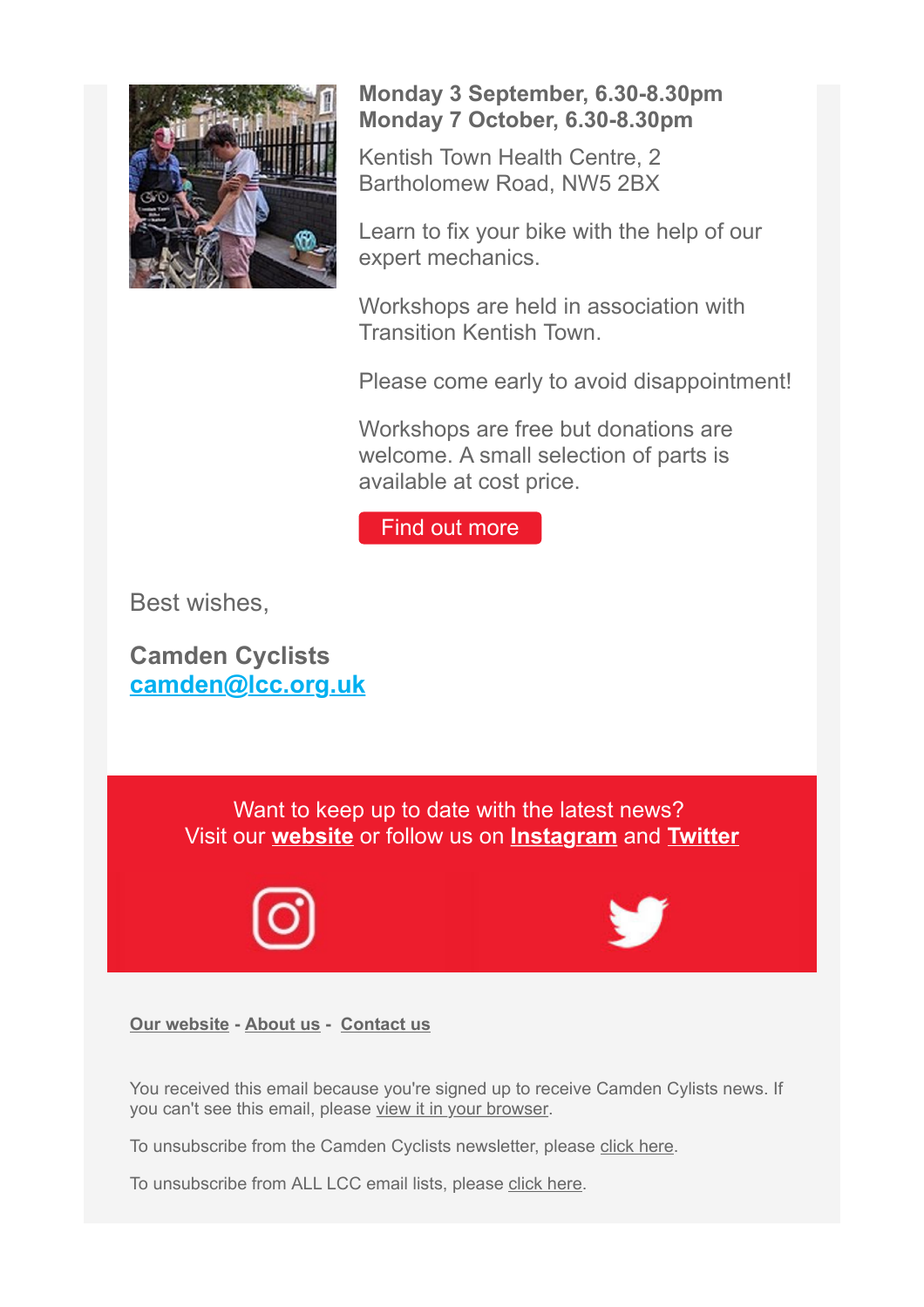**Monday 3 September, 6.30-8.30pm**
**Monday 7 October, 6.30-8.30pm**

Kentish Town Health Centre, 2 Bartholomew Road, NW5 2BX

Learn to fix your bike with the help of our expert mechanics.

Workshops are held in association with Transition Kentish Town.

Please come early to avoid disappointment!

Workshops are free but donations are welcome. A small selection of parts is available at cost price.

Find out more

Best wishes,

**Camden Cyclists**
**camden@lcc.org.uk**

Want to keep up to date with the latest news?
Visit our **website** or follow us on **Instagram** and **Twitter**

**Our website** - **About us** - **Contact us**

You received this email because you're signed up to receive Camden Cylists news. If you can't see this email, please view it in your browser.

To unsubscribe from the Camden Cyclists newsletter, please click here.

To unsubscribe from ALL LCC email lists, please click here.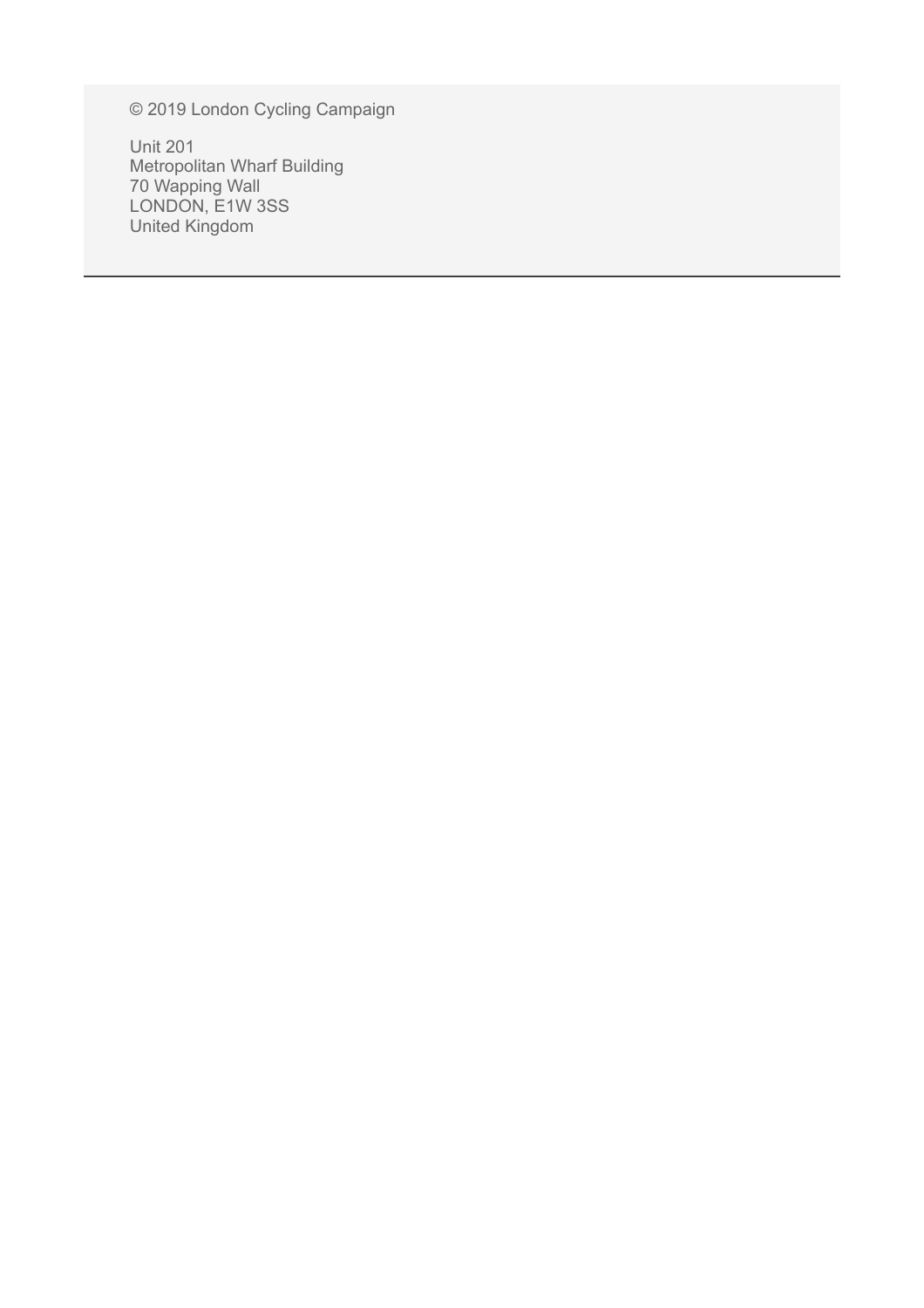© 2019 London Cycling Campaign

Unit 201
Metropolitan Wharf Building
70 Wapping Wall
LONDON, E1W 3SS
United Kingdom